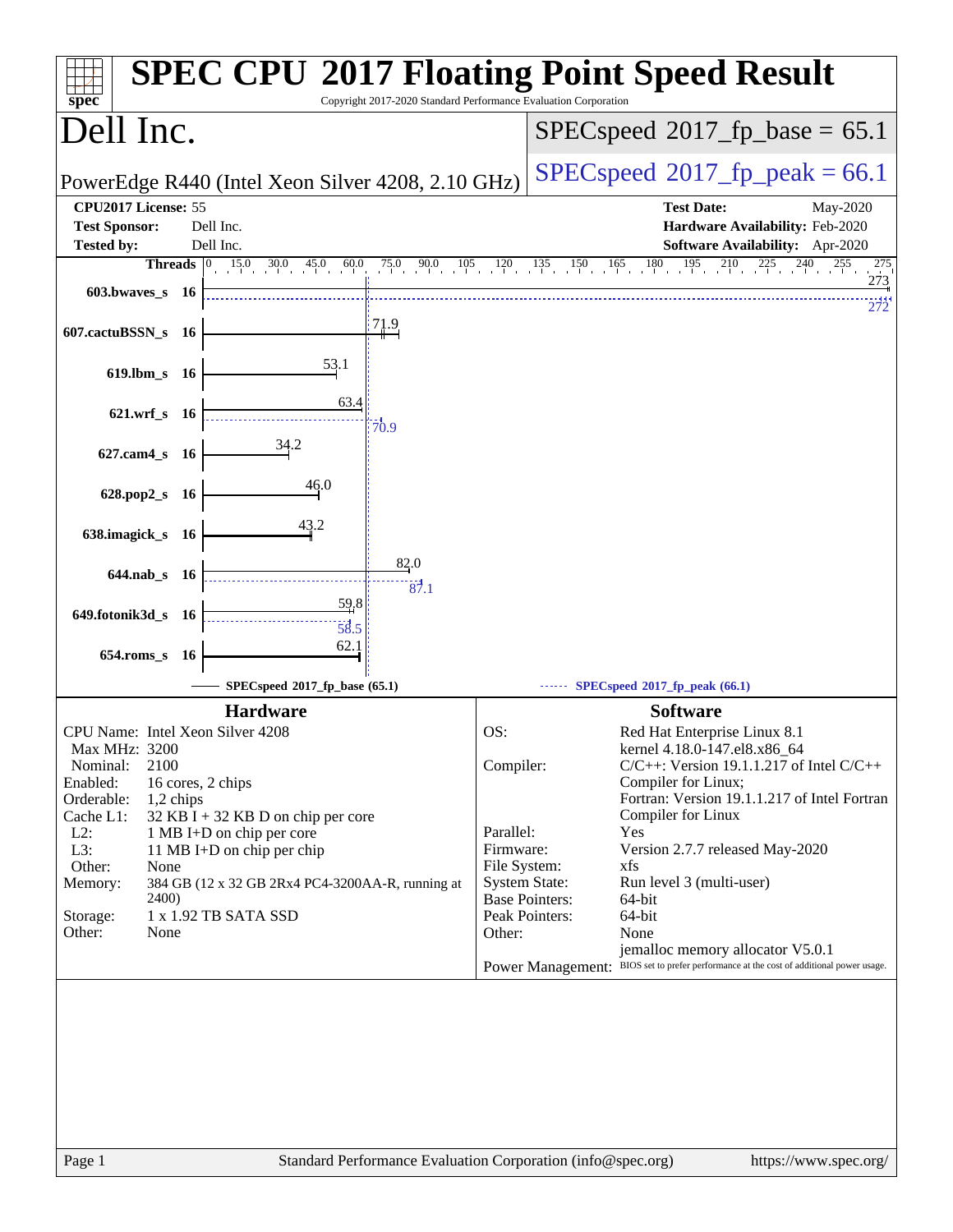# SPEC CPU 2017 Floating Point Speed Result

Copyright 2017-2020 Standard Performance Evaluation Corporation

## Dell Inc.

PowerEdge R440 (Intel Xeon Silver 4208, 2.10 GHz)

SPECspeed 2017_fp_base = 65.1

SPECspeed 2017_fp_peak = 66.1

| | | | |
|---|---|---|---|
| **CPU2017 License:** | 55 | **Test Date:** | May-2020 |
| **Test Sponsor:** | Dell Inc. | **Hardware Availability:** | Feb-2020 |
| **Tested by:** | Dell Inc. | **Software Availability:** | Apr-2020 |

| Benchmark | Threads | Base | Peak |
|---|---|---|---|
| 603.bwaves_s | 16 | 273 | 272 |
| 607.cactuBSSN_s | 16 | 71.9 | |
| 619.lbm_s | 16 | 53.1 | |
| 621.wrf_s | 16 | 63.4 | 70.9 |
| 627.cam4_s | 16 | 34.2 | |
| 628.pop2_s | 16 | 46.0 | |
| 638.imagick_s | 16 | 43.2 | |
| 644.nab_s | 16 | 82.0 | 87.1 |
| 649.fotonik3d_s | 16 | 59.8 | 58.5 |
| 654.roms_s | 16 | 62.1 | |

SPECspeed 2017_fp_base (65.1) — SPECspeed 2017_fp_peak (66.1)

### Hardware

| | |
|---|---|
| CPU Name: | Intel Xeon Silver 4208 |
| Max MHz: | 3200 |
| Nominal: | 2100 |
| Enabled: | 16 cores, 2 chips |
| Orderable: | 1,2 chips |
| Cache L1: | 32 KB I + 32 KB D on chip per core |
| L2: | 1 MB I+D on chip per core |
| L3: | 11 MB I+D on chip per chip |
| Other: | None |
| Memory: | 384 GB (12 x 32 GB 2Rx4 PC4-3200AA-R, running at 2400) |
| Storage: | 1 x 1.92 TB SATA SSD |
| Other: | None |

### Software

| | |
|---|---|
| OS: | Red Hat Enterprise Linux 8.1 kernel 4.18.0-147.el8.x86_64 |
| Compiler: | C/C++: Version 19.1.1.217 of Intel C/C++ Compiler for Linux; Fortran: Version 19.1.1.217 of Intel Fortran Compiler for Linux |
| Parallel: | Yes |
| Firmware: | Version 2.7.7 released May-2020 |
| File System: | xfs |
| System State: | Run level 3 (multi-user) |
| Base Pointers: | 64-bit |
| Peak Pointers: | 64-bit |
| Other: | None jemalloc memory allocator V5.0.1 |
| Power Management: | BIOS set to prefer performance at the cost of additional power usage. |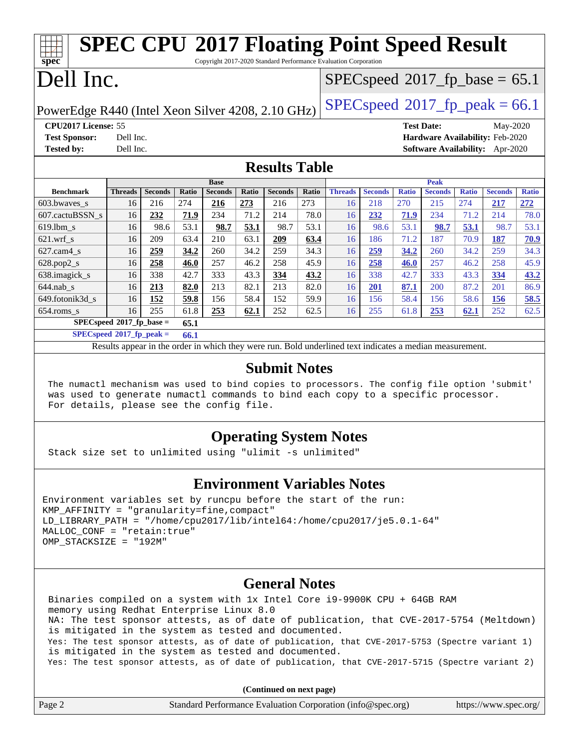# SPEC CPU 2017 Floating Point Speed Result

Copyright 2017-2020 Standard Performance Evaluation Corporation

# Dell Inc.

PowerEdge R440 (Intel Xeon Silver 4208, 2.10 GHz)

SPECspeed 2017_fp_base = 65.1

SPECspeed 2017_fp_peak = 66.1

**CPU2017 License:** 55
**Test Sponsor:** Dell Inc.
**Tested by:** Dell Inc.

**Test Date:** May-2020
**Hardware Availability:** Feb-2020
**Software Availability:** Apr-2020

## Results Table

| | Base | | | | | | | Peak | | | | | | |
|---|---|---|---|---|---|---|---|---|---|---|---|---|---|---|
| **Benchmark** | **Threads** | **Seconds** | **Ratio** | **Seconds** | **Ratio** | **Seconds** | **Ratio** | **Threads** | **Seconds** | **Ratio** | **Seconds** | **Ratio** | **Seconds** | **Ratio** |
| 603.bwaves_s | 16 | 216 | 274 | **216** | **273** | 216 | 273 | 16 | 218 | 270 | 215 | 274 | **217** | **272** |
| 607.cactuBSSN_s | 16 | **232** | **71.9** | 234 | 71.2 | 214 | 78.0 | 16 | **232** | **71.9** | 234 | 71.2 | 214 | 78.0 |
| 619.lbm_s | 16 | 98.6 | 53.1 | **98.7** | **53.1** | 98.7 | 53.1 | 16 | 98.6 | 53.1 | **98.7** | **53.1** | 98.7 | 53.1 |
| 621.wrf_s | 16 | 209 | 63.4 | 210 | 63.1 | **209** | **63.4** | 16 | 186 | 71.2 | 187 | 70.9 | **187** | **70.9** |
| 627.cam4_s | 16 | **259** | **34.2** | 260 | 34.2 | 259 | 34.3 | 16 | **259** | **34.2** | 260 | 34.2 | 259 | 34.3 |
| 628.pop2_s | 16 | **258** | **46.0** | 257 | 46.2 | 258 | 45.9 | 16 | **258** | **46.0** | 257 | 46.2 | 258 | 45.9 |
| 638.imagick_s | 16 | 338 | 42.7 | 333 | 43.3 | **334** | **43.2** | 16 | 338 | 42.7 | 333 | 43.3 | **334** | **43.2** |
| 644.nab_s | 16 | **213** | **82.0** | 213 | 82.1 | 213 | 82.0 | 16 | **201** | **87.1** | 200 | 87.2 | 201 | 86.9 |
| 649.fotonik3d_s | 16 | **152** | **59.8** | 156 | 58.4 | 152 | 59.9 | 16 | 156 | 58.4 | 156 | 58.6 | **156** | **58.5** |
| 654.roms_s | 16 | 255 | 61.8 | **253** | **62.1** | 252 | 62.5 | 16 | 255 | 61.8 | **253** | **62.1** | 252 | 62.5 |

**SPECspeed 2017_fp_base =** **65.1**

**SPECspeed 2017_fp_peak =** **66.1**

Results appear in the order in which they were run. Bold underlined text indicates a median measurement.

## Submit Notes

```
The numactl mechanism was used to bind copies to processors. The config file option 'submit'
was used to generate numactl commands to bind each copy to a specific processor.
For details, please see the config file.
```

## Operating System Notes

```
Stack size set to unlimited using "ulimit -s unlimited"
```

## Environment Variables Notes

```
Environment variables set by runcpu before the start of the run:
KMP_AFFINITY = "granularity=fine,compact"
LD_LIBRARY_PATH = "/home/cpu2017/lib/intel64:/home/cpu2017/je5.0.1-64"
MALLOC_CONF = "retain:true"
OMP_STACKSIZE = "192M"
```

## General Notes

```
Binaries compiled on a system with 1x Intel Core i9-9900K CPU + 64GB RAM
memory using Redhat Enterprise Linux 8.0
NA: The test sponsor attests, as of date of publication, that CVE-2017-5754 (Meltdown)
is mitigated in the system as tested and documented.
Yes: The test sponsor attests, as of date of publication, that CVE-2017-5753 (Spectre variant 1)
is mitigated in the system as tested and documented.
Yes: The test sponsor attests, as of date of publication, that CVE-2017-5715 (Spectre variant 2)
```

**(Continued on next page)**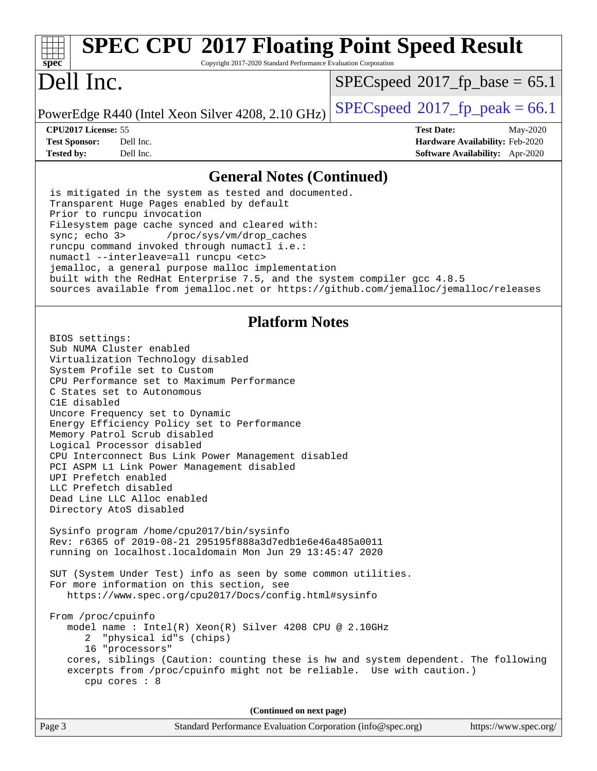# SPEC CPU 2017 Floating Point Speed Result

Copyright 2017-2020 Standard Performance Evaluation Corporation

# Dell Inc.

PowerEdge R440 (Intel Xeon Silver 4208, 2.10 GHz)

SPECspeed 2017_fp_base = 65.1

SPECspeed 2017_fp_peak = 66.1

**CPU2017 License:** 55
**Test Sponsor:** Dell Inc.
**Tested by:** Dell Inc.

**Test Date:** May-2020
**Hardware Availability:** Feb-2020
**Software Availability:** Apr-2020

## General Notes (Continued)

```
is mitigated in the system as tested and documented.
Transparent Huge Pages enabled by default
Prior to runcpu invocation
Filesystem page cache synced and cleared with:
sync; echo 3>       /proc/sys/vm/drop_caches
runcpu command invoked through numactl i.e.:
numactl --interleave=all runcpu <etc>
jemalloc, a general purpose malloc implementation
built with the RedHat Enterprise 7.5, and the system compiler gcc 4.8.5
sources available from jemalloc.net or https://github.com/jemalloc/jemalloc/releases
```

## Platform Notes

```
BIOS settings:
Sub NUMA Cluster enabled
Virtualization Technology disabled
System Profile set to Custom
CPU Performance set to Maximum Performance
C States set to Autonomous
C1E disabled
Uncore Frequency set to Dynamic
Energy Efficiency Policy set to Performance
Memory Patrol Scrub disabled
Logical Processor disabled
CPU Interconnect Bus Link Power Management disabled
PCI ASPM L1 Link Power Management disabled
UPI Prefetch enabled
LLC Prefetch disabled
Dead Line LLC Alloc enabled
Directory AtoS disabled

Sysinfo program /home/cpu2017/bin/sysinfo
Rev: r6365 of 2019-08-21 295195f888a3d7edb1e6e46a485a0011
running on localhost.localdomain Mon Jun 29 13:45:47 2020

SUT (System Under Test) info as seen by some common utilities.
For more information on this section, see
   https://www.spec.org/cpu2017/Docs/config.html#sysinfo

From /proc/cpuinfo
   model name : Intel(R) Xeon(R) Silver 4208 CPU @ 2.10GHz
      2  "physical id"s (chips)
      16 "processors"
   cores, siblings (Caution: counting these is hw and system dependent. The following
   excerpts from /proc/cpuinfo might not be reliable.  Use with caution.)
      cpu cores : 8
```

**(Continued on next page)**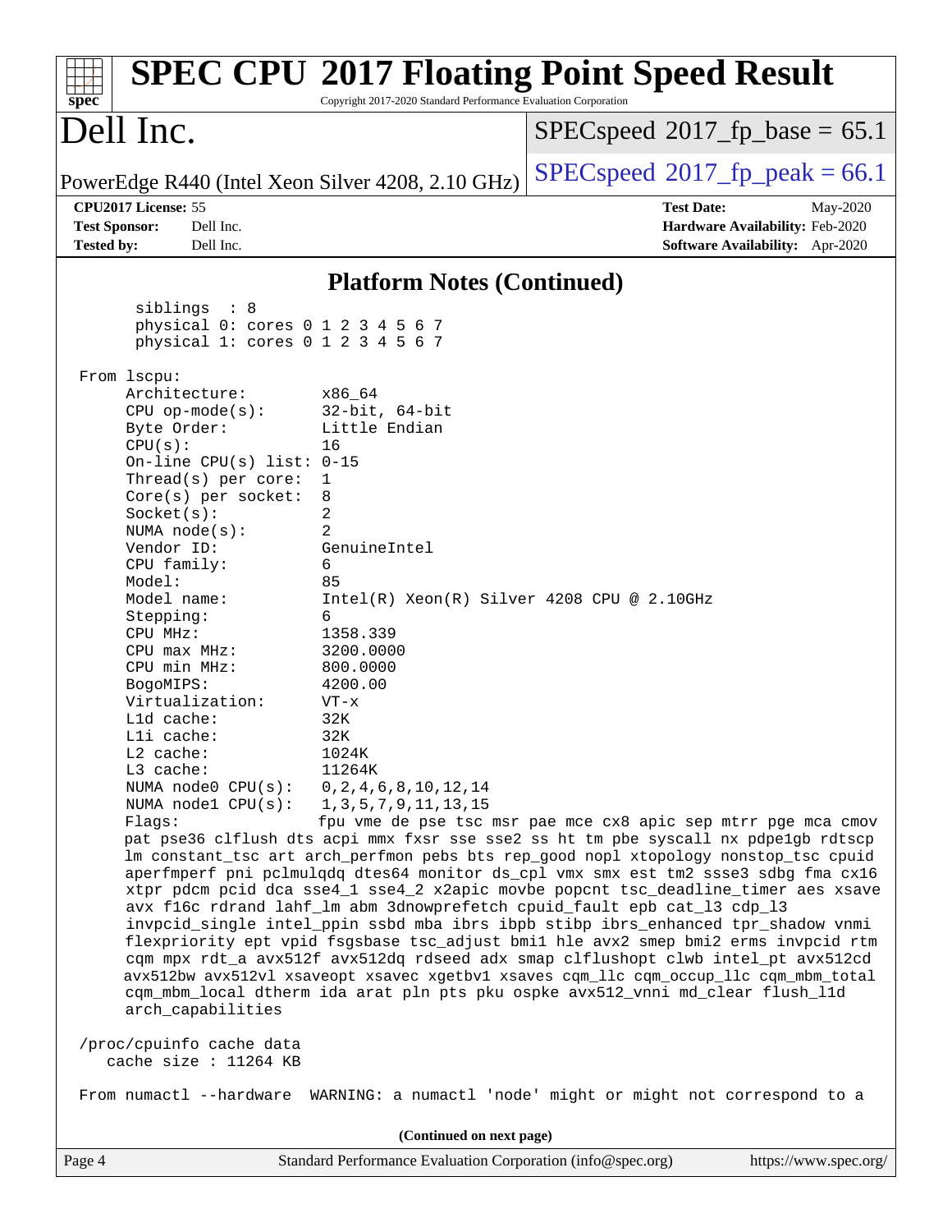## Platform Notes (Continued)

```
       siblings  : 8
       physical 0: cores 0 1 2 3 4 5 6 7
       physical 1: cores 0 1 2 3 4 5 6 7

 From lscpu:
      Architecture:        x86_64
      CPU op-mode(s):      32-bit, 64-bit
      Byte Order:          Little Endian
      CPU(s):              16
      On-line CPU(s) list: 0-15
      Thread(s) per core:  1
      Core(s) per socket:  8
      Socket(s):           2
      NUMA node(s):        2
      Vendor ID:           GenuineIntel
      CPU family:          6
      Model:               85
      Model name:          Intel(R) Xeon(R) Silver 4208 CPU @ 2.10GHz
      Stepping:            6
      CPU MHz:             1358.339
      CPU max MHz:         3200.0000
      CPU min MHz:         800.0000
      BogoMIPS:            4200.00
      Virtualization:      VT-x
      L1d cache:           32K
      L1i cache:           32K
      L2 cache:            1024K
      L3 cache:            11264K
      NUMA node0 CPU(s):   0,2,4,6,8,10,12,14
      NUMA node1 CPU(s):   1,3,5,7,9,11,13,15
      Flags:               fpu vme de pse tsc msr pae mce cx8 apic sep mtrr pge mca cmov
      pat pse36 clflush dts acpi mmx fxsr sse sse2 ss ht tm pbe syscall nx pdpe1gb rdtscp
      lm constant_tsc art arch_perfmon pebs bts rep_good nopl xtopology nonstop_tsc cpuid
      aperfmperf pni pclmulqdq dtes64 monitor ds_cpl vmx smx est tm2 ssse3 sdbg fma cx16
      xtpr pdcm pcid dca sse4_1 sse4_2 x2apic movbe popcnt tsc_deadline_timer aes xsave
      avx f16c rdrand lahf_lm abm 3dnowprefetch cpuid_fault epb cat_l3 cdp_l3
      invpcid_single intel_ppin ssbd mba ibrs ibpb stibp ibrs_enhanced tpr_shadow vnmi
      flexpriority ept vpid fsgsbase tsc_adjust bmi1 hle avx2 smep bmi2 erms invpcid rtm
      cqm mpx rdt_a avx512f avx512dq rdseed adx smap clflushopt clwb intel_pt avx512cd
      avx512bw avx512vl xsaveopt xsavec xgetbv1 xsaves cqm_llc cqm_occup_llc cqm_mbm_total
      cqm_mbm_local dtherm ida arat pln pts pku ospke avx512_vnni md_clear flush_l1d
      arch_capabilities

 /proc/cpuinfo cache data
    cache size : 11264 KB

 From numactl --hardware  WARNING: a numactl 'node' might or might not correspond to a
```

(Continued on next page)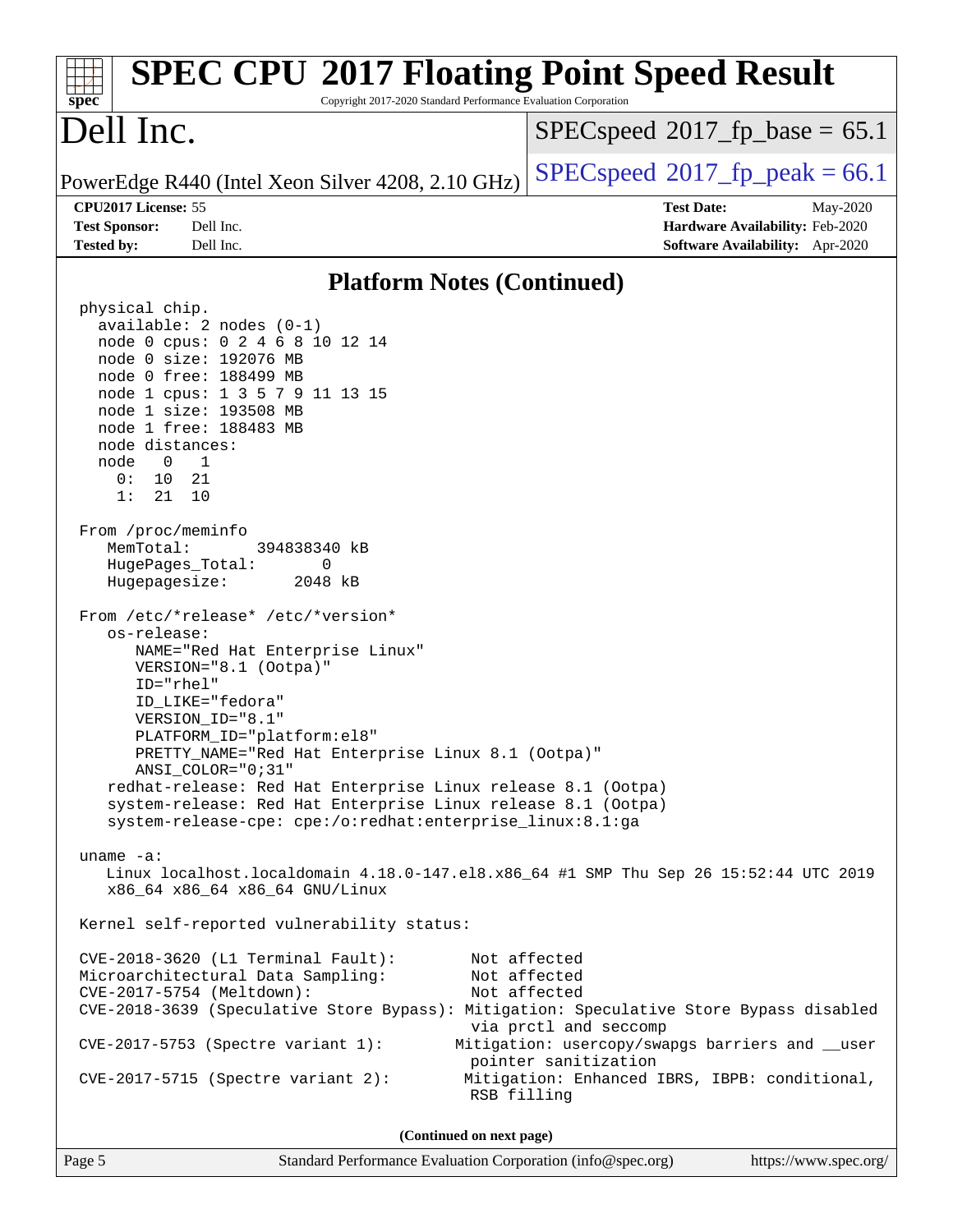## Platform Notes (Continued)

```
physical chip.
  available: 2 nodes (0-1)
  node 0 cpus: 0 2 4 6 8 10 12 14
  node 0 size: 192076 MB
  node 0 free: 188499 MB
  node 1 cpus: 1 3 5 7 9 11 13 15
  node 1 size: 193508 MB
  node 1 free: 188483 MB
  node distances:
  node   0   1
    0:  10  21
    1:  21  10

From /proc/meminfo
   MemTotal:       394838340 kB
   HugePages_Total:       0
   Hugepagesize:       2048 kB

From /etc/*release* /etc/*version*
   os-release:
      NAME="Red Hat Enterprise Linux"
      VERSION="8.1 (Ootpa)"
      ID="rhel"
      ID_LIKE="fedora"
      VERSION_ID="8.1"
      PLATFORM_ID="platform:el8"
      PRETTY_NAME="Red Hat Enterprise Linux 8.1 (Ootpa)"
      ANSI_COLOR="0;31"
   redhat-release: Red Hat Enterprise Linux release 8.1 (Ootpa)
   system-release: Red Hat Enterprise Linux release 8.1 (Ootpa)
   system-release-cpe: cpe:/o:redhat:enterprise_linux:8.1:ga

uname -a:
   Linux localhost.localdomain 4.18.0-147.el8.x86_64 #1 SMP Thu Sep 26 15:52:44 UTC 2019
   x86_64 x86_64 x86_64 GNU/Linux

Kernel self-reported vulnerability status:

CVE-2018-3620 (L1 Terminal Fault):         Not affected
Microarchitectural Data Sampling:          Not affected
CVE-2017-5754 (Meltdown):                  Not affected
CVE-2018-3639 (Speculative Store Bypass): Mitigation: Speculative Store Bypass disabled
                                           via prctl and seccomp
CVE-2017-5753 (Spectre variant 1):        Mitigation: usercopy/swapgs barriers and __user
                                           pointer sanitization
CVE-2017-5715 (Spectre variant 2):         Mitigation: Enhanced IBRS, IBPB: conditional,
                                           RSB filling
```

(Continued on next page)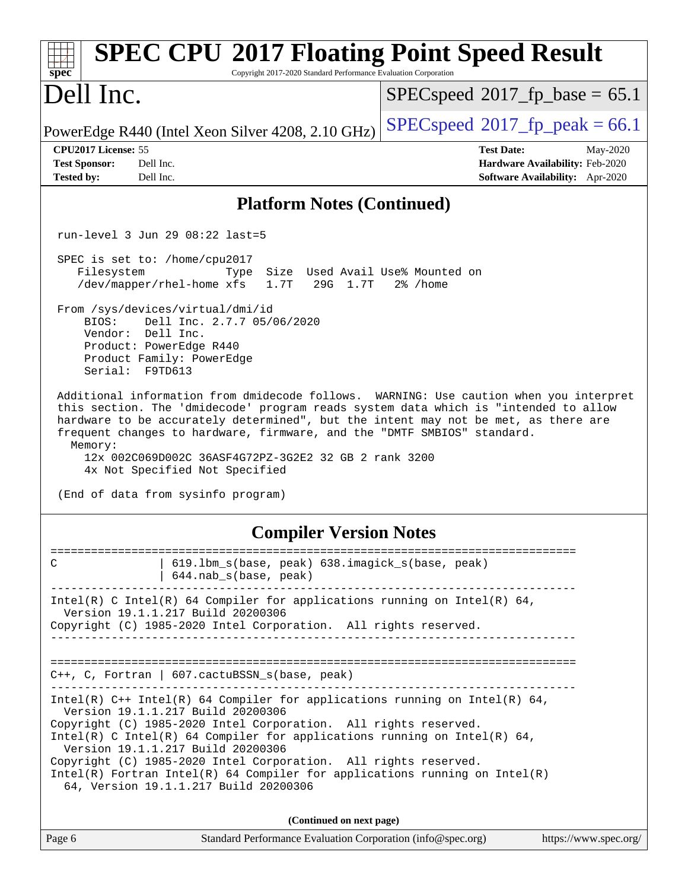## Platform Notes (Continued)

```
run-level 3 Jun 29 08:22 last=5

SPEC is set to: /home/cpu2017
   Filesystem            Type  Size  Used Avail Use% Mounted on
   /dev/mapper/rhel-home xfs   1.7T   29G  1.7T   2% /home

From /sys/devices/virtual/dmi/id
    BIOS:    Dell Inc. 2.7.7 05/06/2020
    Vendor:  Dell Inc.
    Product: PowerEdge R440
    Product Family: PowerEdge
    Serial:  F9TD613

Additional information from dmidecode follows.  WARNING: Use caution when you interpret
this section. The 'dmidecode' program reads system data which is "intended to allow
hardware to be accurately determined", but the intent may not be met, as there are
frequent changes to hardware, firmware, and the "DMTF SMBIOS" standard.
  Memory:
    12x 002C069D002C 36ASF4G72PZ-3G2E2 32 GB 2 rank 3200
    4x Not Specified Not Specified

(End of data from sysinfo program)
```

## Compiler Version Notes

```
==============================================================================
C               | 619.lbm_s(base, peak) 638.imagick_s(base, peak)
                | 644.nab_s(base, peak)
------------------------------------------------------------------------------
Intel(R) C Intel(R) 64 Compiler for applications running on Intel(R) 64,
  Version 19.1.1.217 Build 20200306
Copyright (C) 1985-2020 Intel Corporation.  All rights reserved.
------------------------------------------------------------------------------

==============================================================================
C++, C, Fortran | 607.cactuBSSN_s(base, peak)
------------------------------------------------------------------------------
Intel(R) C++ Intel(R) 64 Compiler for applications running on Intel(R) 64,
  Version 19.1.1.217 Build 20200306
Copyright (C) 1985-2020 Intel Corporation.  All rights reserved.
Intel(R) C Intel(R) 64 Compiler for applications running on Intel(R) 64,
  Version 19.1.1.217 Build 20200306
Copyright (C) 1985-2020 Intel Corporation.  All rights reserved.
Intel(R) Fortran Intel(R) 64 Compiler for applications running on Intel(R)
  64, Version 19.1.1.217 Build 20200306
```

(Continued on next page)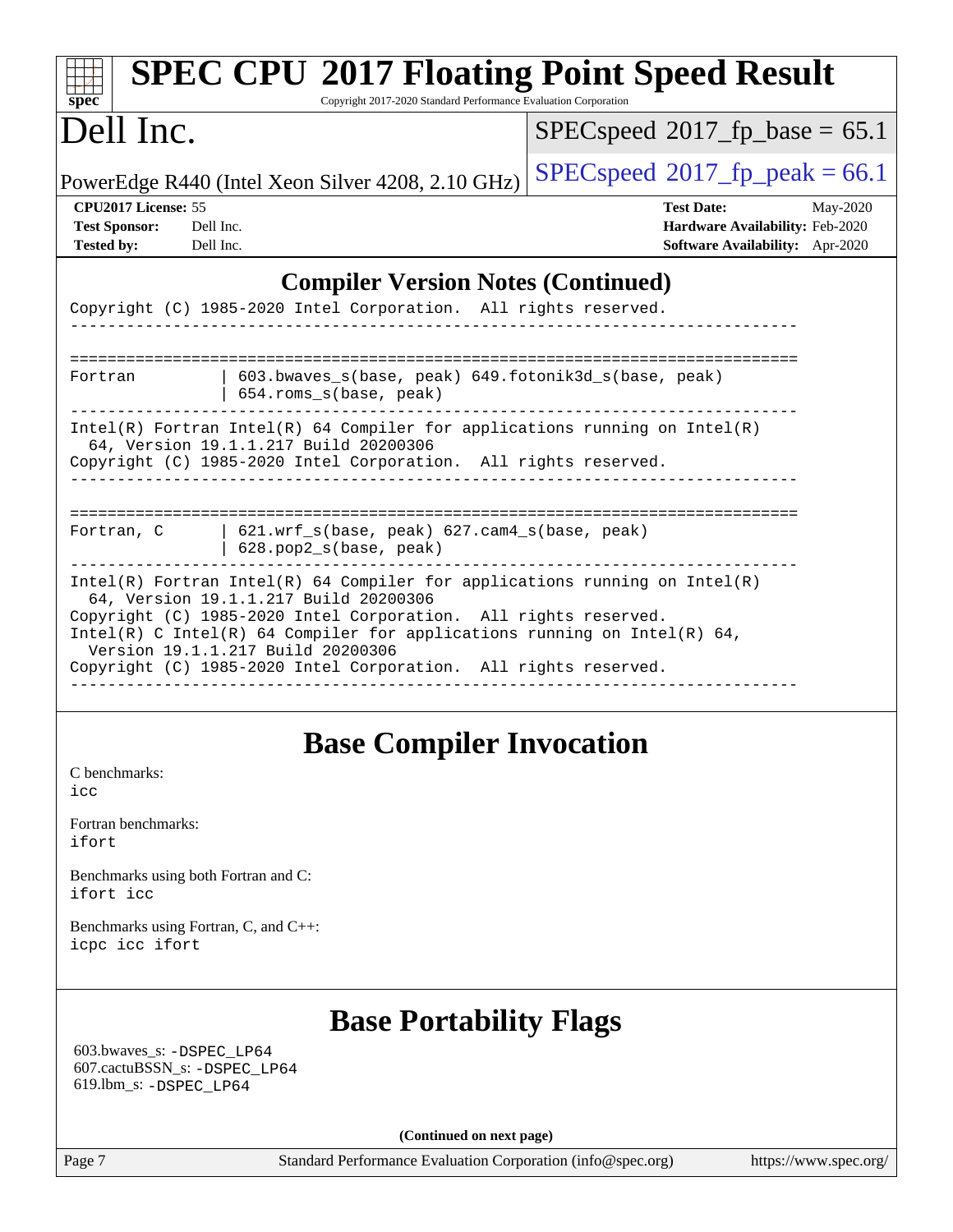## Compiler Version Notes (Continued)

```
Copyright (C) 1985-2020 Intel Corporation.  All rights reserved.
------------------------------------------------------------------------------

==============================================================================
Fortran         | 603.bwaves_s(base, peak) 649.fotonik3d_s(base, peak)
                | 654.roms_s(base, peak)
------------------------------------------------------------------------------
Intel(R) Fortran Intel(R) 64 Compiler for applications running on Intel(R)
  64, Version 19.1.1.217 Build 20200306
Copyright (C) 1985-2020 Intel Corporation.  All rights reserved.
------------------------------------------------------------------------------

==============================================================================
Fortran, C      | 621.wrf_s(base, peak) 627.cam4_s(base, peak)
                | 628.pop2_s(base, peak)
------------------------------------------------------------------------------
Intel(R) Fortran Intel(R) 64 Compiler for applications running on Intel(R)
  64, Version 19.1.1.217 Build 20200306
Copyright (C) 1985-2020 Intel Corporation.  All rights reserved.
Intel(R) C Intel(R) 64 Compiler for applications running on Intel(R) 64,
  Version 19.1.1.217 Build 20200306
Copyright (C) 1985-2020 Intel Corporation.  All rights reserved.
------------------------------------------------------------------------------
```

## Base Compiler Invocation

C benchmarks:
icc

Fortran benchmarks:
ifort

Benchmarks using both Fortran and C:
ifort icc

Benchmarks using Fortran, C, and C++:
icpc icc ifort

## Base Portability Flags

603.bwaves_s: -DSPEC_LP64
607.cactuBSSN_s: -DSPEC_LP64
619.lbm_s: -DSPEC_LP64

(Continued on next page)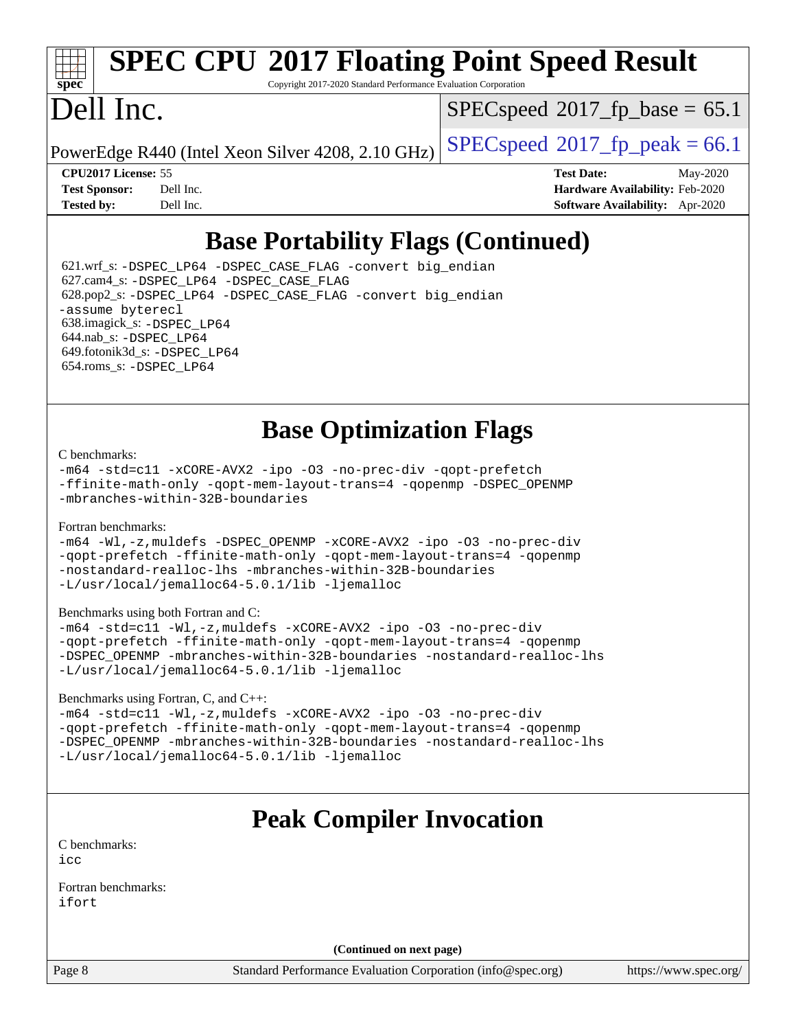# Base Portability Flags (Continued)

621.wrf_s: -DSPEC_LP64 -DSPEC_CASE_FLAG -convert big_endian
627.cam4_s: -DSPEC_LP64 -DSPEC_CASE_FLAG
628.pop2_s: -DSPEC_LP64 -DSPEC_CASE_FLAG -convert big_endian -assume byterecl
638.imagick_s: -DSPEC_LP64
644.nab_s: -DSPEC_LP64
649.fotonik3d_s: -DSPEC_LP64
654.roms_s: -DSPEC_LP64

# Base Optimization Flags

C benchmarks:

```
-m64 -std=c11 -xCORE-AVX2 -ipo -O3 -no-prec-div -qopt-prefetch
-ffinite-math-only -qopt-mem-layout-trans=4 -qopenmp -DSPEC_OPENMP
-mbranches-within-32B-boundaries
```

Fortran benchmarks:

```
-m64 -Wl,-z,muldefs -DSPEC_OPENMP -xCORE-AVX2 -ipo -O3 -no-prec-div
-qopt-prefetch -ffinite-math-only -qopt-mem-layout-trans=4 -qopenmp
-nostandard-realloc-lhs -mbranches-within-32B-boundaries
-L/usr/local/jemalloc64-5.0.1/lib -ljemalloc
```

Benchmarks using both Fortran and C:

```
-m64 -std=c11 -Wl,-z,muldefs -xCORE-AVX2 -ipo -O3 -no-prec-div
-qopt-prefetch -ffinite-math-only -qopt-mem-layout-trans=4 -qopenmp
-DSPEC_OPENMP -mbranches-within-32B-boundaries -nostandard-realloc-lhs
-L/usr/local/jemalloc64-5.0.1/lib -ljemalloc
```

Benchmarks using Fortran, C, and C++:

```
-m64 -std=c11 -Wl,-z,muldefs -xCORE-AVX2 -ipo -O3 -no-prec-div
-qopt-prefetch -ffinite-math-only -qopt-mem-layout-trans=4 -qopenmp
-DSPEC_OPENMP -mbranches-within-32B-boundaries -nostandard-realloc-lhs
-L/usr/local/jemalloc64-5.0.1/lib -ljemalloc
```

# Peak Compiler Invocation

C benchmarks:

```
icc
```

Fortran benchmarks:

```
ifort
```

**(Continued on next page)**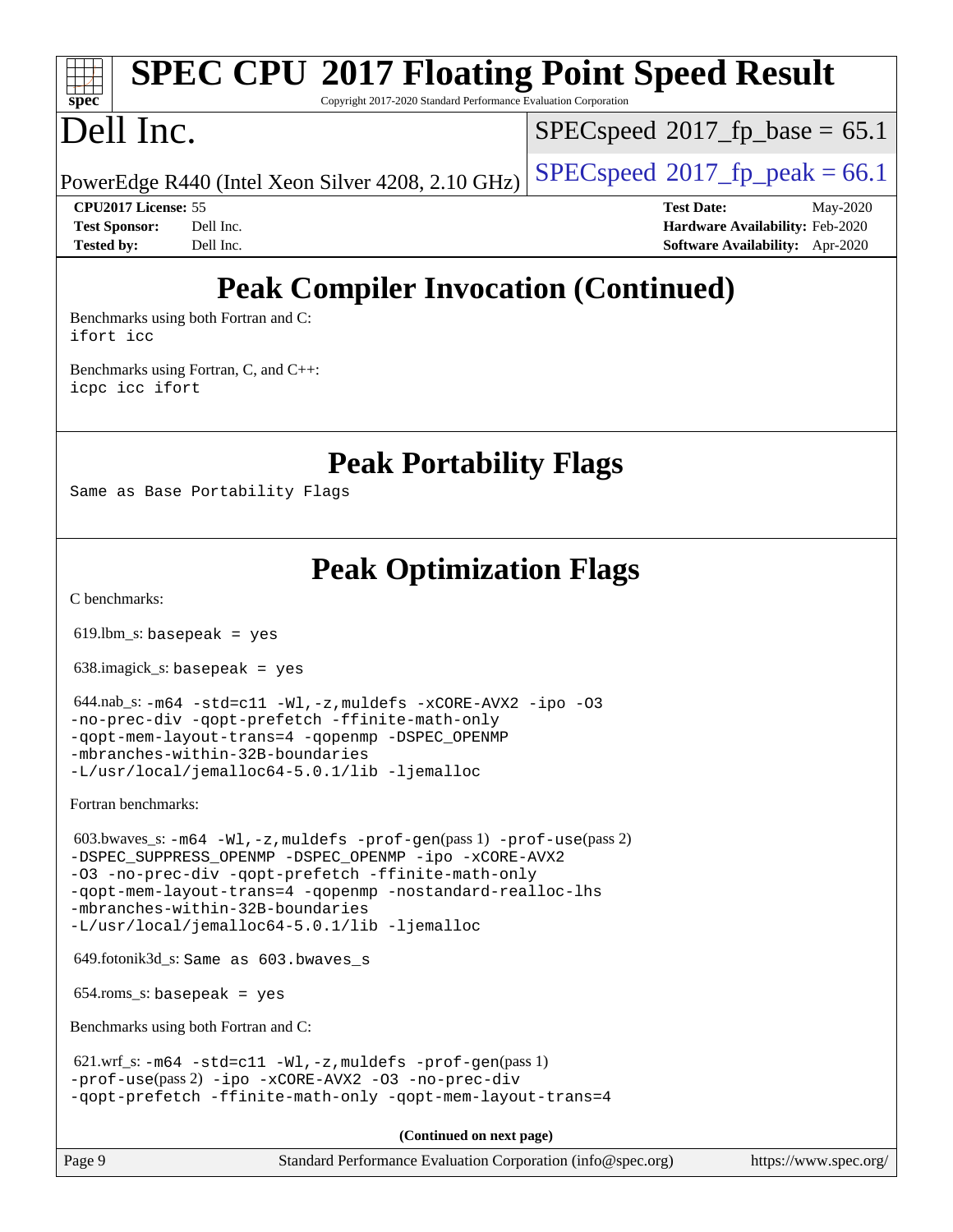# Peak Compiler Invocation (Continued)

Benchmarks using both Fortran and C:
ifort icc

Benchmarks using Fortran, C, and C++:
icpc icc ifort

# Peak Portability Flags

Same as Base Portability Flags

# Peak Optimization Flags

C benchmarks:

619.lbm_s: basepeak = yes

638.imagick_s: basepeak = yes

644.nab_s: -m64 -std=c11 -Wl,-z,muldefs -xCORE-AVX2 -ipo -O3 -no-prec-div -qopt-prefetch -ffinite-math-only -qopt-mem-layout-trans=4 -qopenmp -DSPEC_OPENMP -mbranches-within-32B-boundaries -L/usr/local/jemalloc64-5.0.1/lib -ljemalloc

Fortran benchmarks:

603.bwaves_s: -m64 -Wl,-z,muldefs -prof-gen(pass 1) -prof-use(pass 2) -DSPEC_SUPPRESS_OPENMP -DSPEC_OPENMP -ipo -xCORE-AVX2 -O3 -no-prec-div -qopt-prefetch -ffinite-math-only -qopt-mem-layout-trans=4 -qopenmp -nostandard-realloc-lhs -mbranches-within-32B-boundaries -L/usr/local/jemalloc64-5.0.1/lib -ljemalloc

649.fotonik3d_s: Same as 603.bwaves_s

654.roms_s: basepeak = yes

Benchmarks using both Fortran and C:

621.wrf_s: -m64 -std=c11 -Wl,-z,muldefs -prof-gen(pass 1) -prof-use(pass 2) -ipo -xCORE-AVX2 -O3 -no-prec-div -qopt-prefetch -ffinite-math-only -qopt-mem-layout-trans=4

**(Continued on next page)**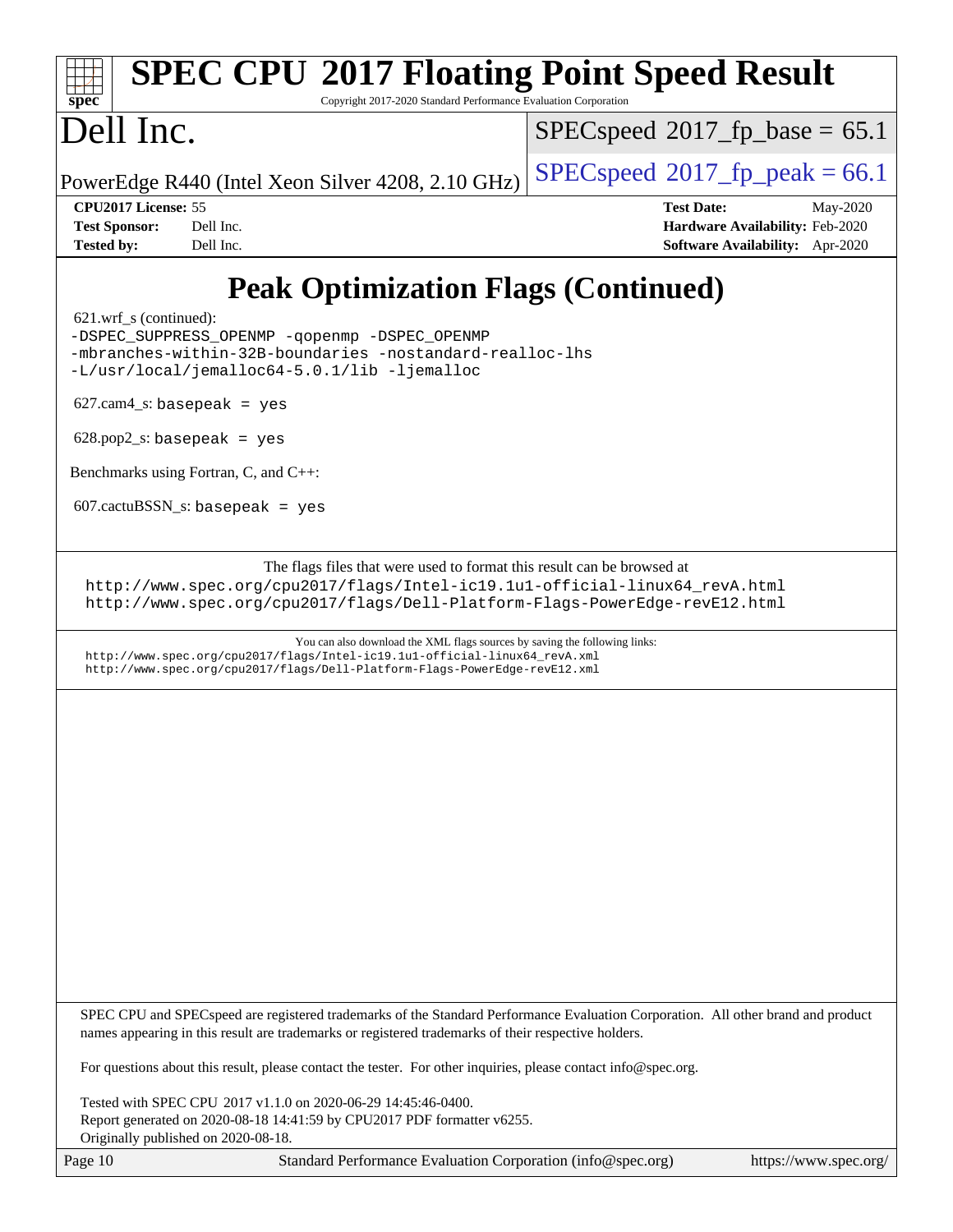# Peak Optimization Flags (Continued)

621.wrf_s (continued):
-DSPEC_SUPPRESS_OPENMP -qopenmp -DSPEC_OPENMP
-mbranches-within-32B-boundaries -nostandard-realloc-lhs
-L/usr/local/jemalloc64-5.0.1/lib -ljemalloc

627.cam4_s: basepeak = yes

628.pop2_s: basepeak = yes

Benchmarks using Fortran, C, and C++:

607.cactuBSSN_s: basepeak = yes

The flags files that were used to format this result can be browsed at
http://www.spec.org/cpu2017/flags/Intel-ic19.1u1-official-linux64_revA.html
http://www.spec.org/cpu2017/flags/Dell-Platform-Flags-PowerEdge-revE12.html

You can also download the XML flags sources by saving the following links:
http://www.spec.org/cpu2017/flags/Intel-ic19.1u1-official-linux64_revA.xml
http://www.spec.org/cpu2017/flags/Dell-Platform-Flags-PowerEdge-revE12.xml

SPEC CPU and SPECspeed are registered trademarks of the Standard Performance Evaluation Corporation. All other brand and product names appearing in this result are trademarks or registered trademarks of their respective holders.

For questions about this result, please contact the tester. For other inquiries, please contact info@spec.org.

Tested with SPEC CPU 2017 v1.1.0 on 2020-06-29 14:45:46-0400.
Report generated on 2020-08-18 14:41:59 by CPU2017 PDF formatter v6255.
Originally published on 2020-08-18.